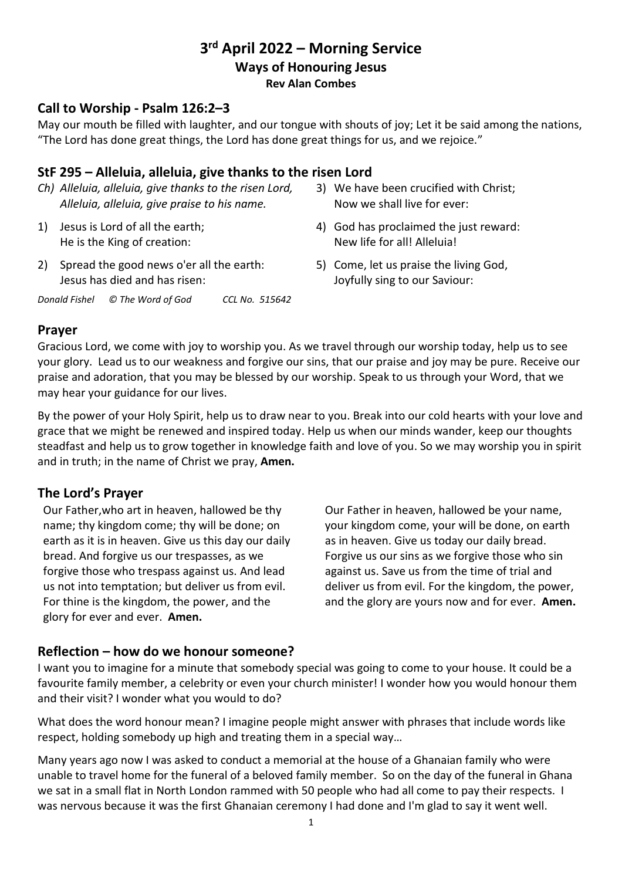# 3rd April 2022 – Morning Service

## Ways of Honouring Jesus

**Rev Alan Combes**

## Call to Worship - Psalm 126:2–3

May our mouth be filled with laughter, and our tongue with shouts of joy; Let it be said among the nations, "The Lord has done great things, the Lord has done great things for us, and we rejoice."

## StF 295 – Alleluia, alleluia, give thanks to the risen Lord

*Ch) Alleluia, alleluia, give thanks to the risen Lord,*
*Alleluia, alleluia, give praise to his name.*

1) Jesus is Lord of all the earth;
He is the King of creation:

2) Spread the good news o'er all the earth:
Jesus has died and has risen:

3) We have been crucified with Christ;
Now we shall live for ever:

4) God has proclaimed the just reward:
New life for all! Alleluia!

5) Come, let us praise the living God,
Joyfully sing to our Saviour:

*Donald Fishel © The Word of God CCL No. 515642*

## Prayer

Gracious Lord, we come with joy to worship you. As we travel through our worship today, help us to see your glory. Lead us to our weakness and forgive our sins, that our praise and joy may be pure. Receive our praise and adoration, that you may be blessed by our worship. Speak to us through your Word, that we may hear your guidance for our lives.

By the power of your Holy Spirit, help us to draw near to you. Break into our cold hearts with your love and grace that we might be renewed and inspired today. Help us when our minds wander, keep our thoughts steadfast and help us to grow together in knowledge faith and love of you. So we may worship you in spirit and in truth; in the name of Christ we pray, **Amen.**

## The Lord's Prayer

Our Father,who art in heaven, hallowed be thy name; thy kingdom come; thy will be done; on earth as it is in heaven. Give us this day our daily bread. And forgive us our trespasses, as we forgive those who trespass against us. And lead us not into temptation; but deliver us from evil. For thine is the kingdom, the power, and the glory for ever and ever. **Amen.**

Our Father in heaven, hallowed be your name, your kingdom come, your will be done, on earth as in heaven. Give us today our daily bread. Forgive us our sins as we forgive those who sin against us. Save us from the time of trial and deliver us from evil. For the kingdom, the power, and the glory are yours now and for ever. **Amen.**

## Reflection – how do we honour someone?

I want you to imagine for a minute that somebody special was going to come to your house. It could be a favourite family member, a celebrity or even your church minister! I wonder how you would honour them and their visit? I wonder what you would to do?

What does the word honour mean? I imagine people might answer with phrases that include words like respect, holding somebody up high and treating them in a special way…

Many years ago now I was asked to conduct a memorial at the house of a Ghanaian family who were unable to travel home for the funeral of a beloved family member. So on the day of the funeral in Ghana we sat in a small flat in North London rammed with 50 people who had all come to pay their respects. I was nervous because it was the first Ghanaian ceremony I had done and I'm glad to say it went well.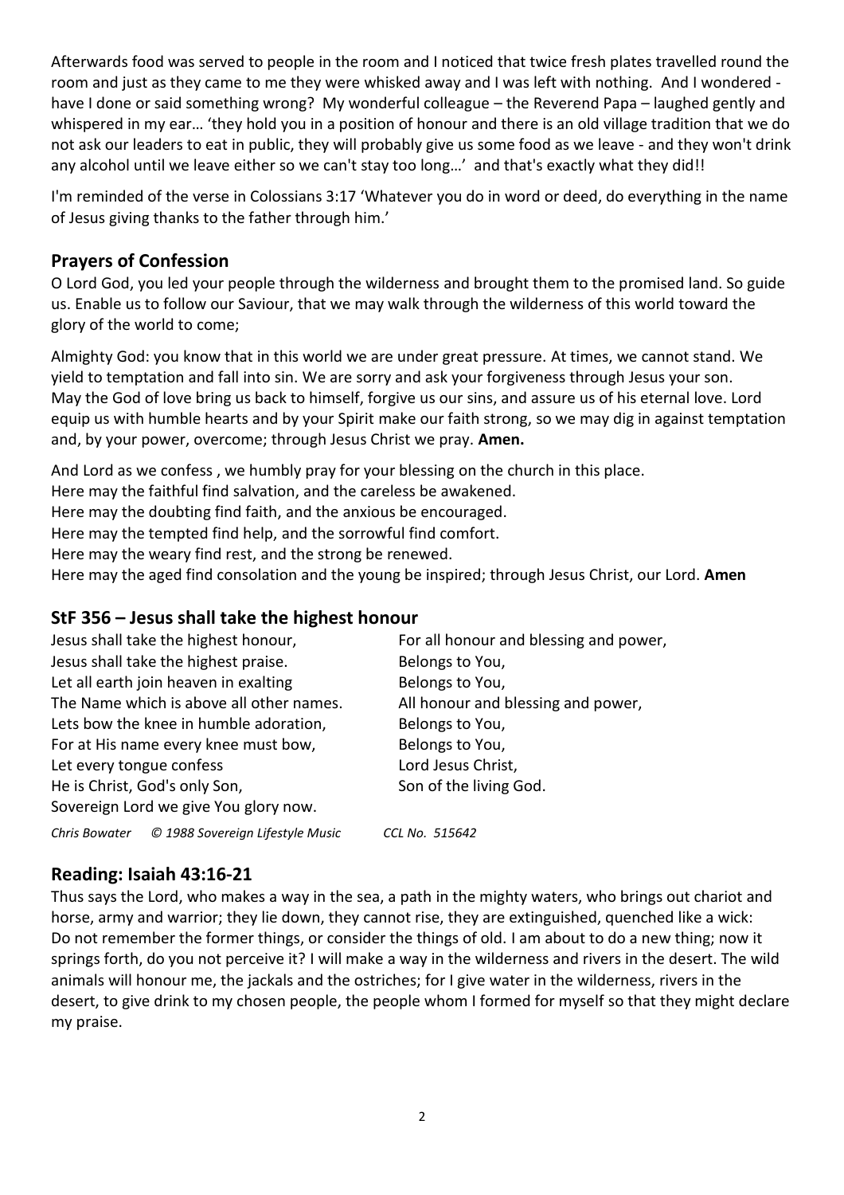Afterwards food was served to people in the room and I noticed that twice fresh plates travelled round the room and just as they came to me they were whisked away and I was left with nothing. And I wondered - have I done or said something wrong? My wonderful colleague – the Reverend Papa – laughed gently and whispered in my ear… 'they hold you in a position of honour and there is an old village tradition that we do not ask our leaders to eat in public, they will probably give us some food as we leave - and they won't drink any alcohol until we leave either so we can't stay too long…' and that's exactly what they did!!

I'm reminded of the verse in Colossians 3:17 'Whatever you do in word or deed, do everything in the name of Jesus giving thanks to the father through him.'

## Prayers of Confession

O Lord God, you led your people through the wilderness and brought them to the promised land. So guide us. Enable us to follow our Saviour, that we may walk through the wilderness of this world toward the glory of the world to come;

Almighty God: you know that in this world we are under great pressure. At times, we cannot stand. We yield to temptation and fall into sin. We are sorry and ask your forgiveness through Jesus your son. May the God of love bring us back to himself, forgive us our sins, and assure us of his eternal love. Lord equip us with humble hearts and by your Spirit make our faith strong, so we may dig in against temptation and, by your power, overcome; through Jesus Christ we pray. **Amen.**

And Lord as we confess , we humbly pray for your blessing on the church in this place.
Here may the faithful find salvation, and the careless be awakened.
Here may the doubting find faith, and the anxious be encouraged.
Here may the tempted find help, and the sorrowful find comfort.
Here may the weary find rest, and the strong be renewed.
Here may the aged find consolation and the young be inspired; through Jesus Christ, our Lord. **Amen**

## StF 356 – Jesus shall take the highest honour

Jesus shall take the highest honour,
Jesus shall take the highest praise.
Let all earth join heaven in exalting
The Name which is above all other names.
Lets bow the knee in humble adoration,
For at His name every knee must bow,
Let every tongue confess
He is Christ, God's only Son,
Sovereign Lord we give You glory now.

For all honour and blessing and power,
Belongs to You,
Belongs to You,
All honour and blessing and power,
Belongs to You,
Belongs to You,
Lord Jesus Christ,
Son of the living God.

*Chris Bowater © 1988 Sovereign Lifestyle Music CCL No. 515642*

## Reading: Isaiah 43:16-21

Thus says the Lord, who makes a way in the sea, a path in the mighty waters, who brings out chariot and horse, army and warrior; they lie down, they cannot rise, they are extinguished, quenched like a wick: Do not remember the former things, or consider the things of old. I am about to do a new thing; now it springs forth, do you not perceive it? I will make a way in the wilderness and rivers in the desert. The wild animals will honour me, the jackals and the ostriches; for I give water in the wilderness, rivers in the desert, to give drink to my chosen people, the people whom I formed for myself so that they might declare my praise.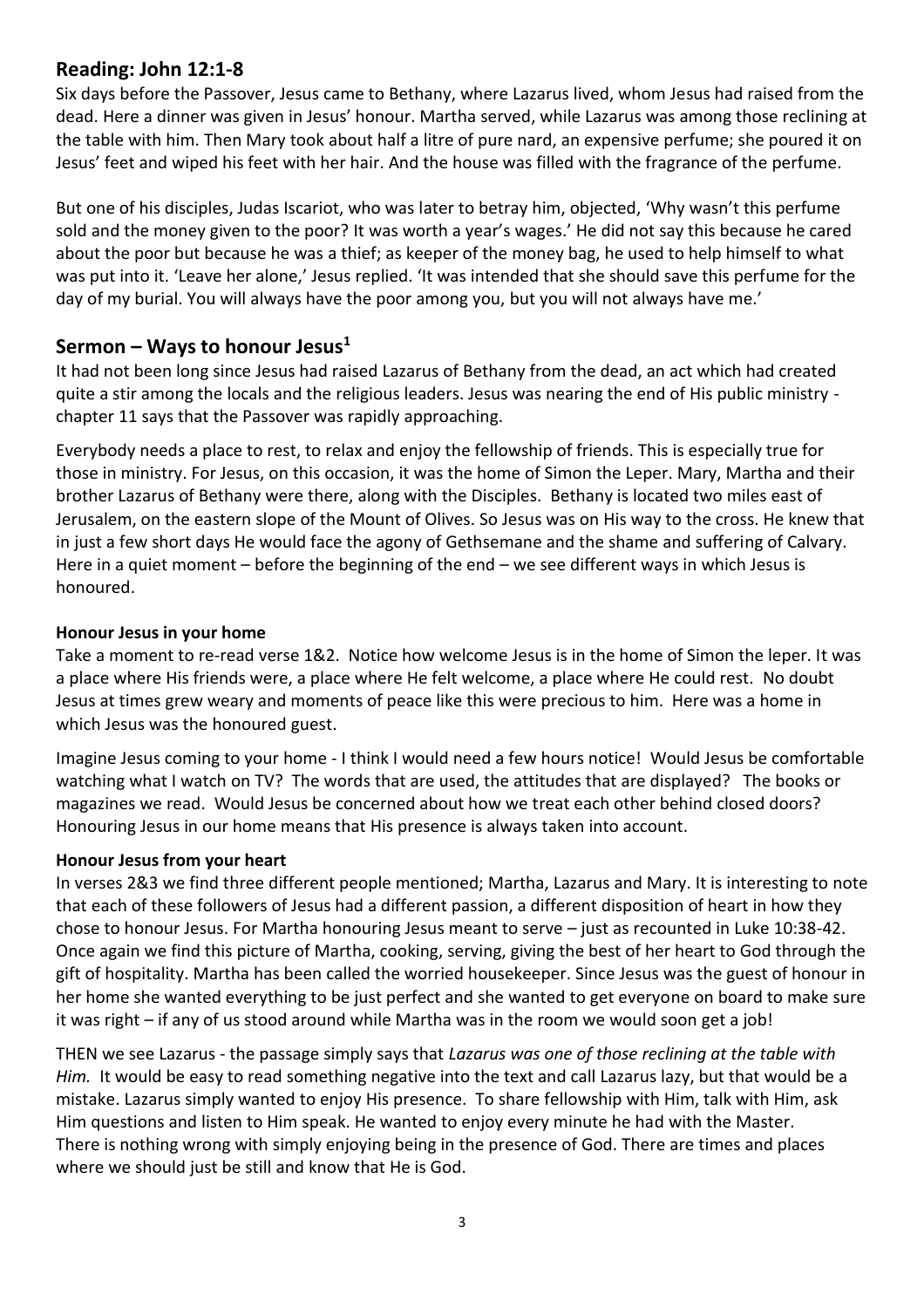## Reading: John 12:1-8

Six days before the Passover, Jesus came to Bethany, where Lazarus lived, whom Jesus had raised from the dead. Here a dinner was given in Jesus' honour. Martha served, while Lazarus was among those reclining at the table with him. Then Mary took about half a litre of pure nard, an expensive perfume; she poured it on Jesus' feet and wiped his feet with her hair. And the house was filled with the fragrance of the perfume.

But one of his disciples, Judas Iscariot, who was later to betray him, objected, 'Why wasn't this perfume sold and the money given to the poor? It was worth a year's wages.' He did not say this because he cared about the poor but because he was a thief; as keeper of the money bag, he used to help himself to what was put into it. 'Leave her alone,' Jesus replied. 'It was intended that she should save this perfume for the day of my burial. You will always have the poor among you, but you will not always have me.'

## Sermon – Ways to honour Jesus[1]

It had not been long since Jesus had raised Lazarus of Bethany from the dead, an act which had created quite a stir among the locals and the religious leaders. Jesus was nearing the end of His public ministry - chapter 11 says that the Passover was rapidly approaching.

Everybody needs a place to rest, to relax and enjoy the fellowship of friends. This is especially true for those in ministry. For Jesus, on this occasion, it was the home of Simon the Leper. Mary, Martha and their brother Lazarus of Bethany were there, along with the Disciples. Bethany is located two miles east of Jerusalem, on the eastern slope of the Mount of Olives. So Jesus was on His way to the cross. He knew that in just a few short days He would face the agony of Gethsemane and the shame and suffering of Calvary. Here in a quiet moment – before the beginning of the end – we see different ways in which Jesus is honoured.

### Honour Jesus in your home

Take a moment to re-read verse 1&2. Notice how welcome Jesus is in the home of Simon the leper. It was a place where His friends were, a place where He felt welcome, a place where He could rest. No doubt Jesus at times grew weary and moments of peace like this were precious to him. Here was a home in which Jesus was the honoured guest.

Imagine Jesus coming to your home - I think I would need a few hours notice! Would Jesus be comfortable watching what I watch on TV? The words that are used, the attitudes that are displayed? The books or magazines we read. Would Jesus be concerned about how we treat each other behind closed doors? Honouring Jesus in our home means that His presence is always taken into account.

### Honour Jesus from your heart

In verses 2&3 we find three different people mentioned; Martha, Lazarus and Mary. It is interesting to note that each of these followers of Jesus had a different passion, a different disposition of heart in how they chose to honour Jesus. For Martha honouring Jesus meant to serve – just as recounted in Luke 10:38-42. Once again we find this picture of Martha, cooking, serving, giving the best of her heart to God through the gift of hospitality. Martha has been called the worried housekeeper. Since Jesus was the guest of honour in her home she wanted everything to be just perfect and she wanted to get everyone on board to make sure it was right – if any of us stood around while Martha was in the room we would soon get a job!

THEN we see Lazarus - the passage simply says that *Lazarus was one of those reclining at the table with Him.* It would be easy to read something negative into the text and call Lazarus lazy, but that would be a mistake. Lazarus simply wanted to enjoy His presence. To share fellowship with Him, talk with Him, ask Him questions and listen to Him speak. He wanted to enjoy every minute he had with the Master. There is nothing wrong with simply enjoying being in the presence of God. There are times and places where we should just be still and know that He is God.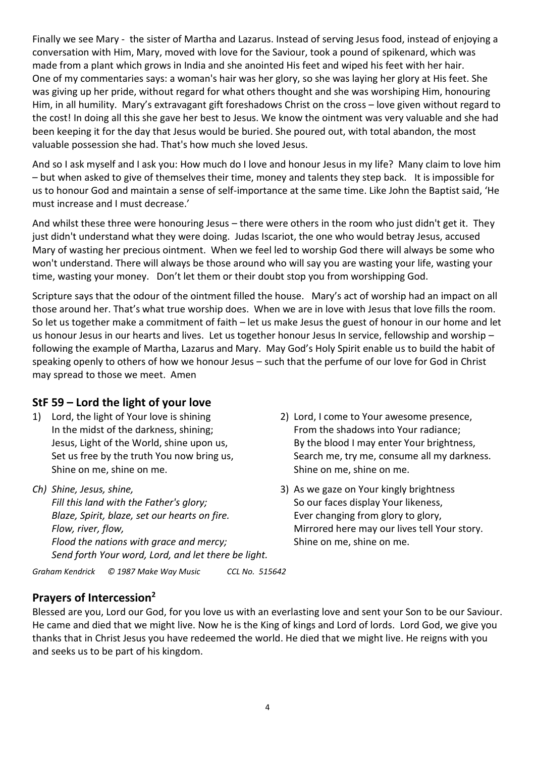Finally we see Mary - the sister of Martha and Lazarus. Instead of serving Jesus food, instead of enjoying a conversation with Him, Mary, moved with love for the Saviour, took a pound of spikenard, which was made from a plant which grows in India and she anointed His feet and wiped his feet with her hair. One of my commentaries says: a woman's hair was her glory, so she was laying her glory at His feet. She was giving up her pride, without regard for what others thought and she was worshiping Him, honouring Him, in all humility. Mary's extravagant gift foreshadows Christ on the cross – love given without regard to the cost! In doing all this she gave her best to Jesus. We know the ointment was very valuable and she had been keeping it for the day that Jesus would be buried. She poured out, with total abandon, the most valuable possession she had. That's how much she loved Jesus.

And so I ask myself and I ask you: How much do I love and honour Jesus in my life? Many claim to love him – but when asked to give of themselves their time, money and talents they step back. It is impossible for us to honour God and maintain a sense of self-importance at the same time. Like John the Baptist said, 'He must increase and I must decrease.'

And whilst these three were honouring Jesus – there were others in the room who just didn't get it. They just didn't understand what they were doing. Judas Iscariot, the one who would betray Jesus, accused Mary of wasting her precious ointment. When we feel led to worship God there will always be some who won't understand. There will always be those around who will say you are wasting your life, wasting your time, wasting your money. Don't let them or their doubt stop you from worshipping God.

Scripture says that the odour of the ointment filled the house. Mary's act of worship had an impact on all those around her. That's what true worship does. When we are in love with Jesus that love fills the room. So let us together make a commitment of faith – let us make Jesus the guest of honour in our home and let us honour Jesus in our hearts and lives. Let us together honour Jesus In service, fellowship and worship – following the example of Martha, Lazarus and Mary. May God's Holy Spirit enable us to build the habit of speaking openly to others of how we honour Jesus – such that the perfume of our love for God in Christ may spread to those we meet. Amen

## StF 59 – Lord the light of your love

1) Lord, the light of Your love is shining
In the midst of the darkness, shining;
Jesus, Light of the World, shine upon us,
Set us free by the truth You now bring us,
Shine on me, shine on me.

Ch) *Shine, Jesus, shine,*
*Fill this land with the Father's glory;*
*Blaze, Spirit, blaze, set our hearts on fire.*
*Flow, river, flow,*
*Flood the nations with grace and mercy;*
*Send forth Your word, Lord, and let there be light.*

2) Lord, I come to Your awesome presence,
From the shadows into Your radiance;
By the blood I may enter Your brightness,
Search me, try me, consume all my darkness.
Shine on me, shine on me.

3) As we gaze on Your kingly brightness
So our faces display Your likeness,
Ever changing from glory to glory,
Mirrored here may our lives tell Your story.
Shine on me, shine on me.

*Graham Kendrick © 1987 Make Way Music CCL No. 515642*

## Prayers of Intercession[2]

Blessed are you, Lord our God, for you love us with an everlasting love and sent your Son to be our Saviour. He came and died that we might live. Now he is the King of kings and Lord of lords. Lord God, we give you thanks that in Christ Jesus you have redeemed the world. He died that we might live. He reigns with you and seeks us to be part of his kingdom.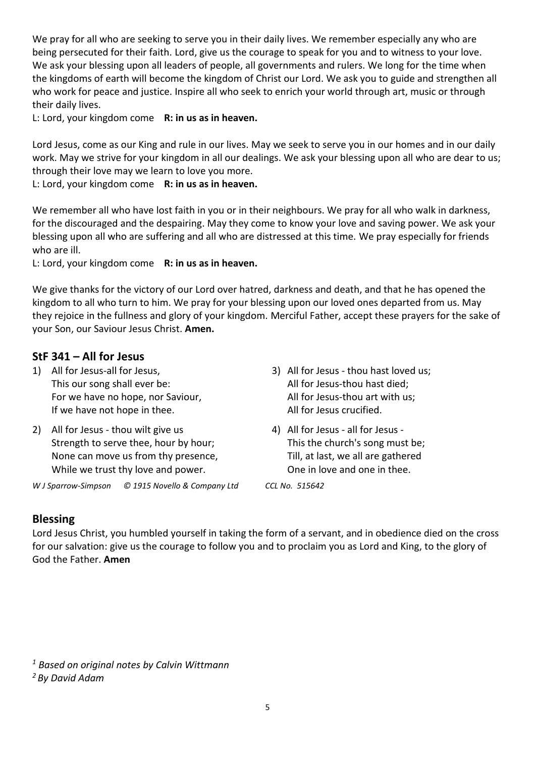We pray for all who are seeking to serve you in their daily lives. We remember especially any who are being persecuted for their faith. Lord, give us the courage to speak for you and to witness to your love. We ask your blessing upon all leaders of people, all governments and rulers. We long for the time when the kingdoms of earth will become the kingdom of Christ our Lord. We ask you to guide and strengthen all who work for peace and justice. Inspire all who seek to enrich your world through art, music or through their daily lives.

L: Lord, your kingdom come **R: in us as in heaven.**

Lord Jesus, come as our King and rule in our lives. May we seek to serve you in our homes and in our daily work. May we strive for your kingdom in all our dealings. We ask your blessing upon all who are dear to us; through their love may we learn to love you more.

L: Lord, your kingdom come **R: in us as in heaven.**

We remember all who have lost faith in you or in their neighbours. We pray for all who walk in darkness, for the discouraged and the despairing. May they come to know your love and saving power. We ask your blessing upon all who are suffering and all who are distressed at this time. We pray especially for friends who are ill.

L: Lord, your kingdom come **R: in us as in heaven.**

We give thanks for the victory of our Lord over hatred, darkness and death, and that he has opened the kingdom to all who turn to him. We pray for your blessing upon our loved ones departed from us. May they rejoice in the fullness and glory of your kingdom. Merciful Father, accept these prayers for the sake of your Son, our Saviour Jesus Christ. **Amen.**

## StF 341 – All for Jesus

1) All for Jesus-all for Jesus,
   This our song shall ever be:
   For we have no hope, nor Saviour,
   If we have not hope in thee.

2) All for Jesus - thou wilt give us
   Strength to serve thee, hour by hour;
   None can move us from thy presence,
   While we trust thy love and power.

3) All for Jesus - thou hast loved us;
   All for Jesus-thou hast died;
   All for Jesus-thou art with us;
   All for Jesus crucified.

4) All for Jesus - all for Jesus -
   This the church's song must be;
   Till, at last, we all are gathered
   One in love and one in thee.

*W J Sparrow-Simpson © 1915 Novello & Company Ltd CCL No. 515642*

## Blessing

Lord Jesus Christ, you humbled yourself in taking the form of a servant, and in obedience died on the cross for our salvation: give us the courage to follow you and to proclaim you as Lord and King, to the glory of God the Father. **Amen**

*[1] Based on original notes by Calvin Wittmann*
*[2] By David Adam*